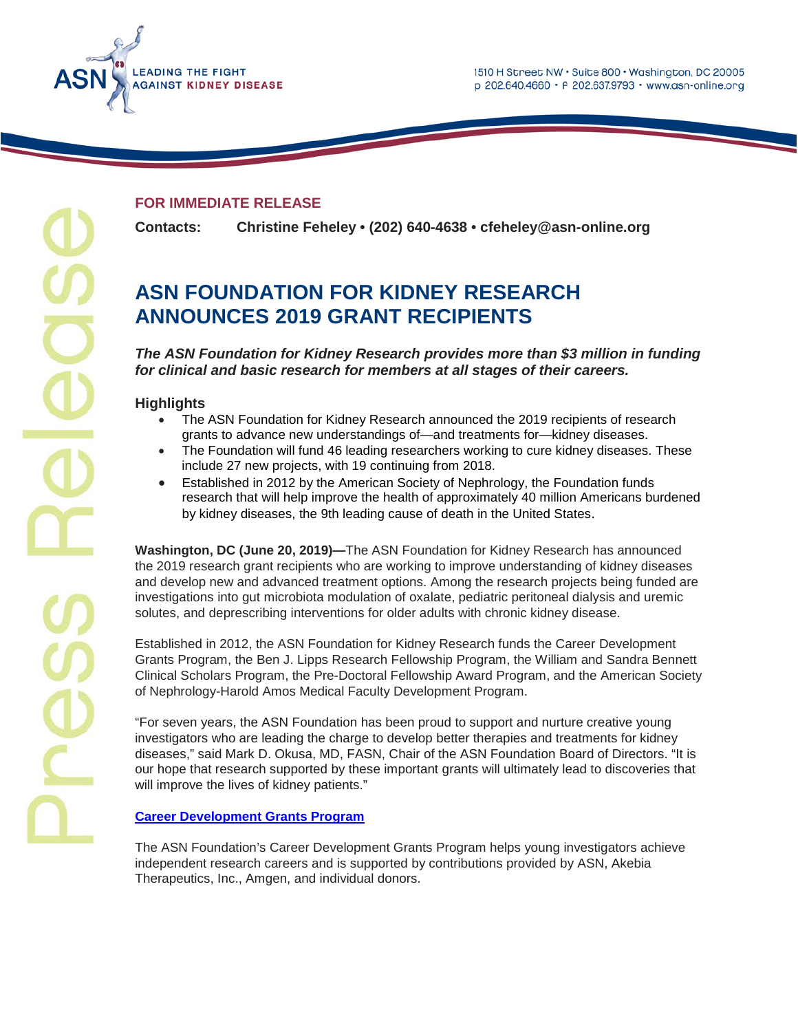ASN LEADING THE FIGHT AGAINST KIDNEY DISEASE

1510 H Street NW • Suite 800 • Washington, DC 20005
p 202.640.4660 • f 202.637.9793 • www.asn-online.org

**FOR IMMEDIATE RELEASE**

**Contacts: Christine Feheley • (202) 640-4638 • cfeheley@asn-online.org**

# ASN FOUNDATION FOR KIDNEY RESEARCH ANNOUNCES 2019 GRANT RECIPIENTS

***The ASN Foundation for Kidney Research provides more than $3 million in funding for clinical and basic research for members at all stages of their careers.***

### Highlights

- The ASN Foundation for Kidney Research announced the 2019 recipients of research grants to advance new understandings of—and treatments for—kidney diseases.
- The Foundation will fund 46 leading researchers working to cure kidney diseases. These include 27 new projects, with 19 continuing from 2018.
- Established in 2012 by the American Society of Nephrology, the Foundation funds research that will help improve the health of approximately 40 million Americans burdened by kidney diseases, the 9th leading cause of death in the United States.

**Washington, DC (June 20, 2019)—**The ASN Foundation for Kidney Research has announced the 2019 research grant recipients who are working to improve understanding of kidney diseases and develop new and advanced treatment options. Among the research projects being funded are investigations into gut microbiota modulation of oxalate, pediatric peritoneal dialysis and uremic solutes, and deprescribing interventions for older adults with chronic kidney disease.

Established in 2012, the ASN Foundation for Kidney Research funds the Career Development Grants Program, the Ben J. Lipps Research Fellowship Program, the William and Sandra Bennett Clinical Scholars Program, the Pre-Doctoral Fellowship Award Program, and the American Society of Nephrology-Harold Amos Medical Faculty Development Program.

"For seven years, the ASN Foundation has been proud to support and nurture creative young investigators who are leading the charge to develop better therapies and treatments for kidney diseases," said Mark D. Okusa, MD, FASN, Chair of the ASN Foundation Board of Directors. "It is our hope that research supported by these important grants will ultimately lead to discoveries that will improve the lives of kidney patients."

**Career Development Grants Program**

The ASN Foundation's Career Development Grants Program helps young investigators achieve independent research careers and is supported by contributions provided by ASN, Akebia Therapeutics, Inc., Amgen, and individual donors.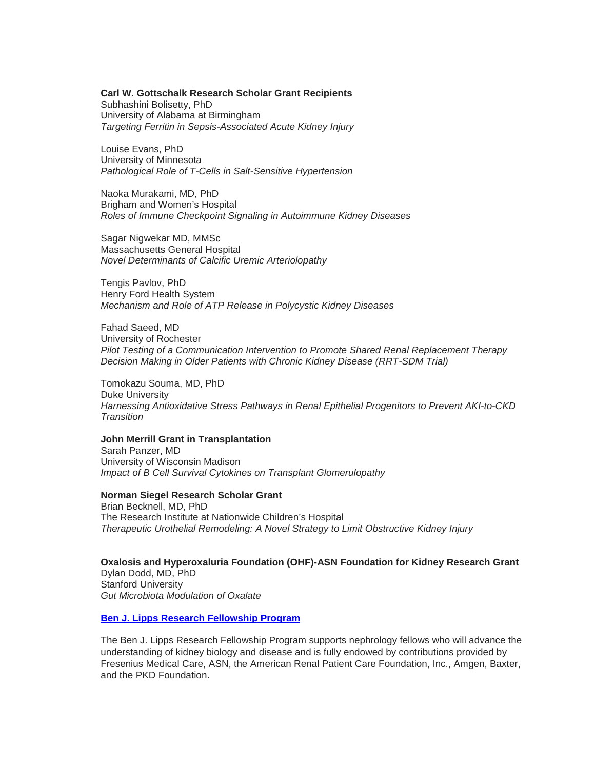**Carl W. Gottschalk Research Scholar Grant Recipients**
Subhashini Bolisetty, PhD
University of Alabama at Birmingham
*Targeting Ferritin in Sepsis-Associated Acute Kidney Injury*

Louise Evans, PhD
University of Minnesota
*Pathological Role of T-Cells in Salt-Sensitive Hypertension*

Naoka Murakami, MD, PhD
Brigham and Women's Hospital
*Roles of Immune Checkpoint Signaling in Autoimmune Kidney Diseases*

Sagar Nigwekar MD, MMSc
Massachusetts General Hospital
*Novel Determinants of Calcific Uremic Arteriolopathy*

Tengis Pavlov, PhD
Henry Ford Health System
*Mechanism and Role of ATP Release in Polycystic Kidney Diseases*

Fahad Saeed, MD
University of Rochester
*Pilot Testing of a Communication Intervention to Promote Shared Renal Replacement Therapy Decision Making in Older Patients with Chronic Kidney Disease (RRT-SDM Trial)*

Tomokazu Souma, MD, PhD
Duke University
*Harnessing Antioxidative Stress Pathways in Renal Epithelial Progenitors to Prevent AKI-to-CKD Transition*

**John Merrill Grant in Transplantation**
Sarah Panzer, MD
University of Wisconsin Madison
*Impact of B Cell Survival Cytokines on Transplant Glomerulopathy*

**Norman Siegel Research Scholar Grant**
Brian Becknell, MD, PhD
The Research Institute at Nationwide Children's Hospital
*Therapeutic Urothelial Remodeling: A Novel Strategy to Limit Obstructive Kidney Injury*

**Oxalosis and Hyperoxaluria Foundation (OHF)-ASN Foundation for Kidney Research Grant**
Dylan Dodd, MD, PhD
Stanford University
*Gut Microbiota Modulation of Oxalate*

**Ben J. Lipps Research Fellowship Program**

The Ben J. Lipps Research Fellowship Program supports nephrology fellows who will advance the understanding of kidney biology and disease and is fully endowed by contributions provided by Fresenius Medical Care, ASN, the American Renal Patient Care Foundation, Inc., Amgen, Baxter, and the PKD Foundation.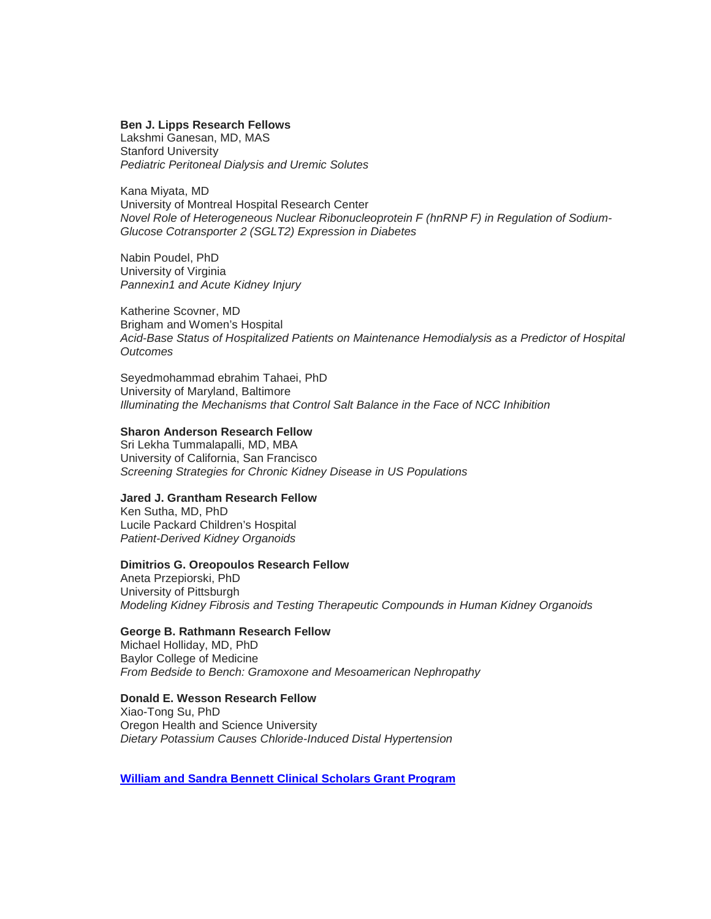**Ben J. Lipps Research Fellows**
Lakshmi Ganesan, MD, MAS
Stanford University
*Pediatric Peritoneal Dialysis and Uremic Solutes*

Kana Miyata, MD
University of Montreal Hospital Research Center
*Novel Role of Heterogeneous Nuclear Ribonucleoprotein F (hnRNP F) in Regulation of Sodium-Glucose Cotransporter 2 (SGLT2) Expression in Diabetes*

Nabin Poudel, PhD
University of Virginia
*Pannexin1 and Acute Kidney Injury*

Katherine Scovner, MD
Brigham and Women's Hospital
*Acid-Base Status of Hospitalized Patients on Maintenance Hemodialysis as a Predictor of Hospital Outcomes*

Seyedmohammad ebrahim Tahaei, PhD
University of Maryland, Baltimore
*Illuminating the Mechanisms that Control Salt Balance in the Face of NCC Inhibition*

**Sharon Anderson Research Fellow**
Sri Lekha Tummalapalli, MD, MBA
University of California, San Francisco
*Screening Strategies for Chronic Kidney Disease in US Populations*

**Jared J. Grantham Research Fellow**
Ken Sutha, MD, PhD
Lucile Packard Children's Hospital
*Patient-Derived Kidney Organoids*

**Dimitrios G. Oreopoulos Research Fellow**
Aneta Przepiorski, PhD
University of Pittsburgh
*Modeling Kidney Fibrosis and Testing Therapeutic Compounds in Human Kidney Organoids*

**George B. Rathmann Research Fellow**
Michael Holliday, MD, PhD
Baylor College of Medicine
*From Bedside to Bench: Gramoxone and Mesoamerican Nephropathy*

**Donald E. Wesson Research Fellow**
Xiao-Tong Su, PhD
Oregon Health and Science University
*Dietary Potassium Causes Chloride-Induced Distal Hypertension*

**William and Sandra Bennett Clinical Scholars Grant Program**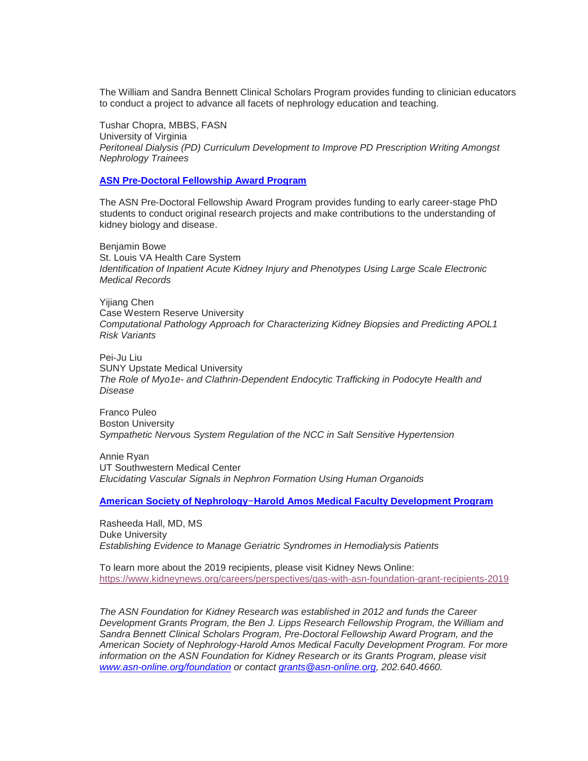The William and Sandra Bennett Clinical Scholars Program provides funding to clinician educators to conduct a project to advance all facets of nephrology education and teaching.

Tushar Chopra, MBBS, FASN
University of Virginia
*Peritoneal Dialysis (PD) Curriculum Development to Improve PD Prescription Writing Amongst Nephrology Trainees*

**[ASN Pre-Doctoral Fellowship Award Program]()**

The ASN Pre-Doctoral Fellowship Award Program provides funding to early career-stage PhD students to conduct original research projects and make contributions to the understanding of kidney biology and disease.

Benjamin Bowe
St. Louis VA Health Care System
*Identification of Inpatient Acute Kidney Injury and Phenotypes Using Large Scale Electronic Medical Records*

Yijiang Chen
Case Western Reserve University
*Computational Pathology Approach for Characterizing Kidney Biopsies and Predicting APOL1 Risk Variants*

Pei-Ju Liu
SUNY Upstate Medical University
*The Role of Myo1e- and Clathrin-Dependent Endocytic Trafficking in Podocyte Health and Disease*

Franco Puleo
Boston University
*Sympathetic Nervous System Regulation of the NCC in Salt Sensitive Hypertension*

Annie Ryan
UT Southwestern Medical Center
*Elucidating Vascular Signals in Nephron Formation Using Human Organoids*

**[American Society of Nephrology–Harold Amos Medical Faculty Development Program]()**

Rasheeda Hall, MD, MS
Duke University
*Establishing Evidence to Manage Geriatric Syndromes in Hemodialysis Patients*

To learn more about the 2019 recipients, please visit Kidney News Online:
https://www.kidneynews.org/careers/perspectives/qas-with-asn-foundation-grant-recipients-2019

*The ASN Foundation for Kidney Research was established in 2012 and funds the Career Development Grants Program, the Ben J. Lipps Research Fellowship Program, the William and Sandra Bennett Clinical Scholars Program, Pre-Doctoral Fellowship Award Program, and the American Society of Nephrology-Harold Amos Medical Faculty Development Program. For more information on the ASN Foundation for Kidney Research or its Grants Program, please visit [www.asn-online.org/foundation]() or contact [grants@asn-online.org](), 202.640.4660.*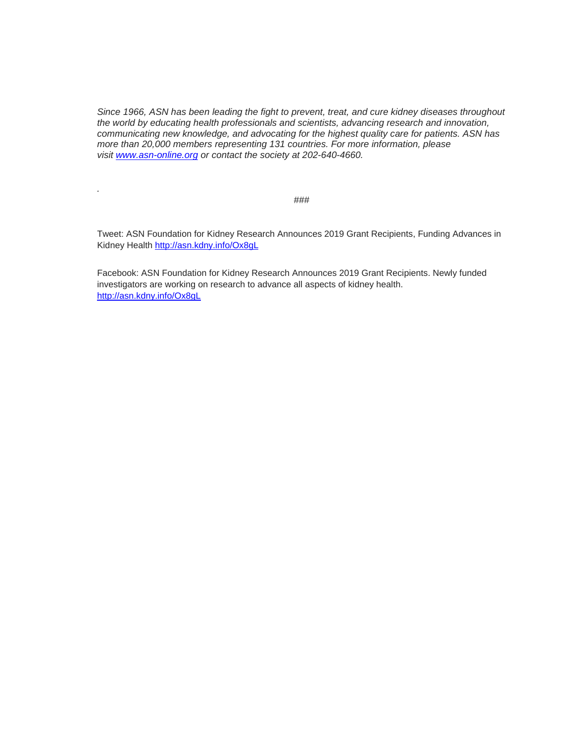*Since 1966, ASN has been leading the fight to prevent, treat, and cure kidney diseases throughout the world by educating health professionals and scientists, advancing research and innovation, communicating new knowledge, and advocating for the highest quality care for patients. ASN has more than 20,000 members representing 131 countries. For more information, please visit [www.asn-online.org](http://www.asn-online.org) or contact the society at 202-640-4660.*

.

###

Tweet: ASN Foundation for Kidney Research Announces 2019 Grant Recipients, Funding Advances in Kidney Health [http://asn.kdny.info/Ox8gL](http://asn.kdny.info/Ox8gL)

Facebook: ASN Foundation for Kidney Research Announces 2019 Grant Recipients. Newly funded investigators are working on research to advance all aspects of kidney health. [http://asn.kdny.info/Ox8gL](http://asn.kdny.info/Ox8gL)